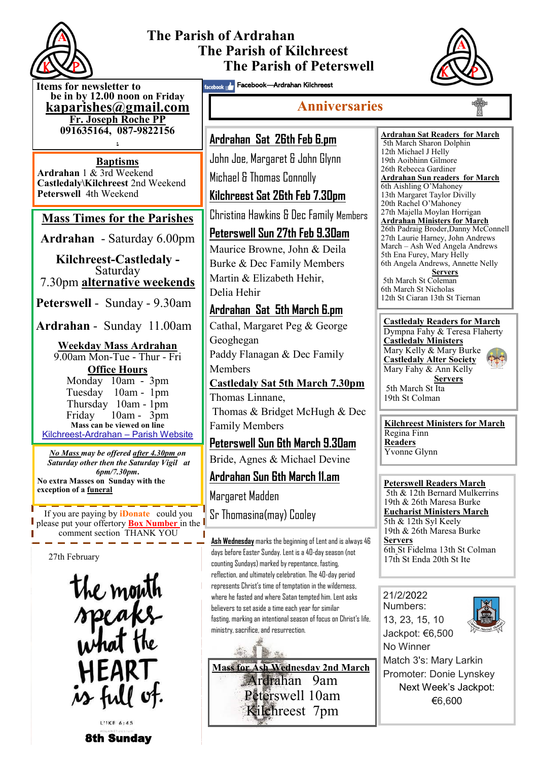# The Parish of Ardrahan
# The Parish of Kilchreest
# The Parish of Peterswell

Items for newsletter to be in by 12.00 noon on Friday
**kaparishes@gmail.com**
**Fr. Joseph Roche PP**
**091635164, 087-9822156**

### Baptisms

**Ardrahan** 1 & 3rd Weekend
**Castledaly\Kilchreest** 2nd Weekend
**Peterswell** 4th Weekend

### Mass Times for the Parishes

**Ardrahan** - Saturday 6.00pm

**Kilchreest-Castledaly** - Saturday 7.30pm **alternative weekends**

**Peterswell** - Sunday - 9.30am

**Ardrahan** - Sunday 11.00am

**Weekday Mass Ardrahan**
9.00am Mon-Tue - Thur - Fri

**Office Hours**
Monday 10am - 3pm
Tuesday 10am - 1pm
Thursday 10am - 1pm
Friday 10am - 3pm

**Mass can be viewed on line**
Kilchreest-Ardrahan – Parish Website

***No Mass** may be offered **after 4.30pm** on Saturday other then the Saturday Vigil at 6pm/7.30pm.*
**No extra Masses on Sunday with the exception of a funeral**

If you are paying by **iDonate** could you please put your offertory **Box Number** in the comment section THANK YOU

27th February

the mouth speaks what the HEART is full of.
LUKE 6:45

**8th Sunday**

Facebook—Ardrahan Kilchreest

## Anniversaries

**Ardrahan Sat 26th Feb 6.pm**
John Joe, Margaret & John Glynn
Michael & Thomas Connolly

**Kilchreest Sat 26th Feb 7.30pm**
Christina Hawkins & Dec Family Members

**Peterswell Sun 27th Feb 9.30am**
Maurice Browne, John & Deila Burke & Dec Family Members
Martin & Elizabeth Hehir,
Delia Hehir

**Ardrahan Sat 5th March 6.pm**
Cathal, Margaret Peg & George Geoghegan
Paddy Flanagan & Dec Family Members

**Castledaly Sat 5th March 7.30pm**
Thomas Linnane,
Thomas & Bridget McHugh & Dec Family Members

**Peterswell Sun 6th March 9.30am**
Bride, Agnes & Michael Devine

**Ardrahan Sun 6th March 11.am**
Margaret Madden
Sr Thomasina(may) Cooley

**Ash Wednesday** marks the beginning of Lent and is always 46 days before Easter Sunday. Lent is a 40-day season (not counting Sundays) marked by repentance, fasting, reflection, and ultimately celebration. The 40-day period represents Christ's time of temptation in the wilderness, where he fasted and where Satan tempted him. Lent asks believers to set aside a time each year for similar fasting, marking an intentional season of focus on Christ's life, ministry, sacrifice, and resurrection.

**Mass for Ash Wednesday 2nd March**
Ardrahan 9am
Peterswell 10am
Kilchreest 7pm

**Ardrahan Sat Readers for March**
5th March Sharon Dolphin
12th Michael J Helly
19th Aoibhinn Gilmore
26th Rebecca Gardiner

**Ardrahan Sun readers for March**
6th Aishling O'Mahoney
13th Margaret Taylor Divilly
20th Rachel O'Mahoney
27th Majella Moylan Horrigan

**Ardrahan Ministers for March**
26th Padraig Broder,Danny McConnell
27th Laurie Harney, John Andrews
March – Ash Wed Angela Andrews
5th Ena Furey, Mary Helly
6th Angela Andrews, Annette Nelly

**Servers**
5th March St Coleman
6th March St Nicholas
12th St Ciaran 13th St Tiernan

**Castledaly Readers for March**
Dympna Fahy & Teresa Flaherty

**Castledaly Ministers**
Mary Kelly & Mary Burke

**Castledaly Alter Society**
Mary Fahy & Ann Kelly

**Servers**
5th March St Ita
19th St Colman

**Kilchreest Ministers for March**
Regina Finn

**Readers**
Yvonne Glynn

**Peterswell Readers March**
5th & 12th Bernard Mulkerrins
19th & 26th Maresa Burke

**Eucharist Ministers March**
5th & 12th Syl Keely
19th & 26th Maresa Burke

**Servers**
6th St Fidelma 13th St Colman
17th St Enda 20th St Ite

21/2/2022
Numbers:
13, 23, 15, 10
Jackpot: €6,500
No Winner
Match 3's: Mary Larkin
Promoter: Donie Lynskey
Next Week's Jackpot:
€6,600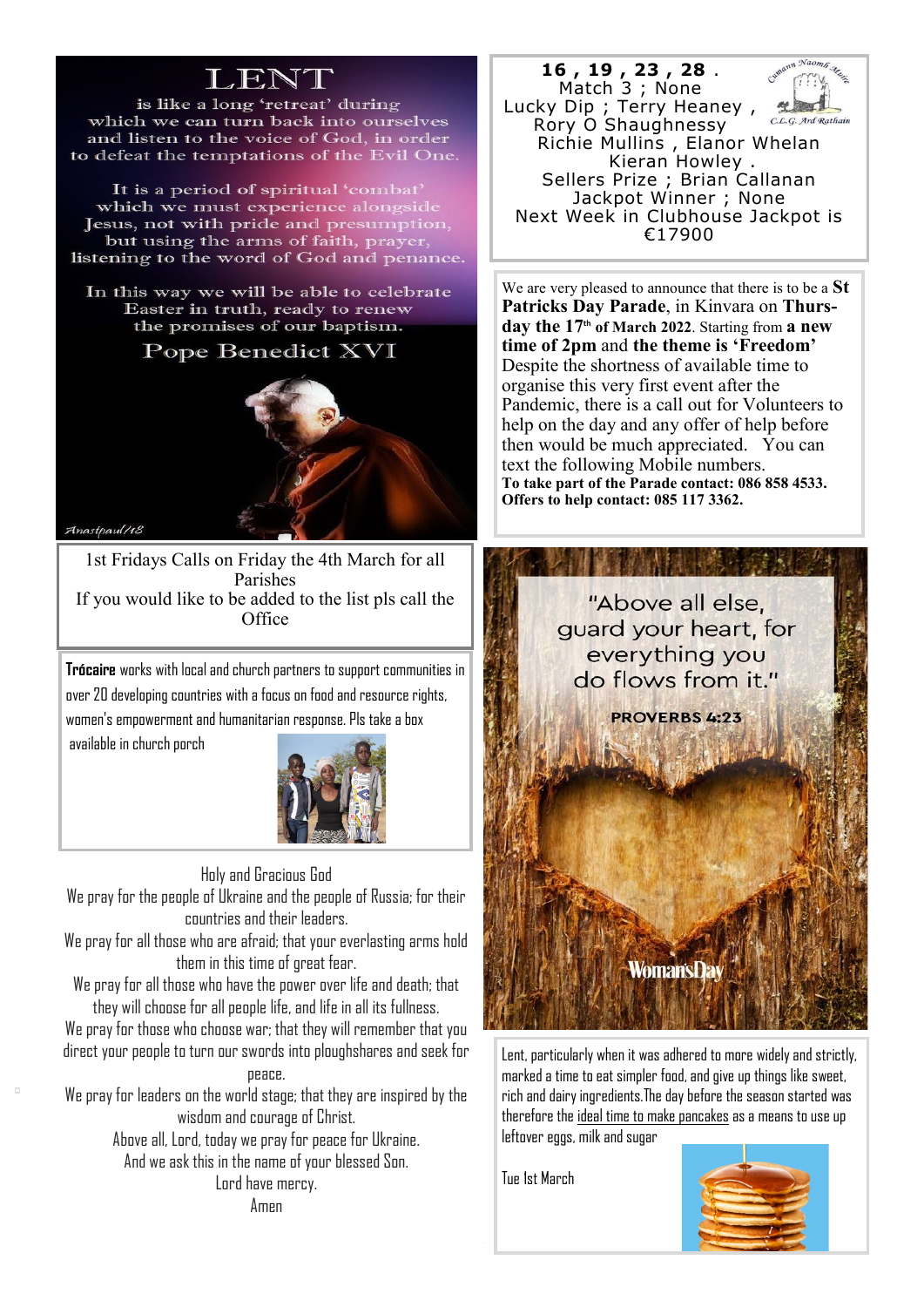# LENT

is like a long 'retreat' during which we can turn back into ourselves and listen to the voice of God, in order to defeat the temptations of the Evil One.

It is a period of spiritual 'combat' which we must experience alongside Jesus, not with pride and presumption, but using the arms of faith, prayer, listening to the word of God and penance.

In this way we will be able to celebrate Easter in truth, ready to renew the promises of our baptism.

Pope Benedict XVI

Anastpaul/18

1st Fridays Calls on Friday the 4th March for all Parishes
If you would like to be added to the list pls call the Office

**Trócaire** works with local and church partners to support communities in over 20 developing countries with a focus on food and resource rights, women's empowerment and humanitarian response. Pls take a box available in church porch

Holy and Gracious God
We pray for the people of Ukraine and the people of Russia; for their countries and their leaders.
We pray for all those who are afraid; that your everlasting arms hold them in this time of great fear.
We pray for all those who have the power over life and death; that they will choose for all people life, and life in all its fullness.
We pray for those who choose war; that they will remember that you direct your people to turn our swords into ploughshares and seek for peace.
We pray for leaders on the world stage; that they are inspired by the wisdom and courage of Christ.
Above all, Lord, today we pray for peace for Ukraine.
And we ask this in the name of your blessed Son.
Lord have mercy.
Amen

**16 , 19 , 23 , 28 .**
Match 3 ; None
Lucky Dip ; Terry Heaney , Rory O Shaughnessy
Richie Mullins , Elanor Whelan
Kieran Howley .
Sellers Prize ; Brian Callanan
Jackpot Winner ; None
Next Week in Clubhouse Jackpot is €17900

Cumann Naomh Muire
C.L.G. Ard Rathain

We are very pleased to announce that there is to be a **St Patricks Day Parade**, in Kinvara on **Thursday the 17th of March 2022**. Starting from **a new time of 2pm** and **the theme is 'Freedom'** Despite the shortness of available time to organise this very first event after the Pandemic, there is a call out for Volunteers to help on the day and any offer of help before then would be much appreciated. You can text the following Mobile numbers.
**To take part of the Parade contact: 086 858 4533.**
**Offers to help contact: 085 117 3362.**

"Above all else, guard your heart, for everything you do flows from it."

**PROVERBS 4:23**

WomansDay

Lent, particularly when it was adhered to more widely and strictly, marked a time to eat simpler food, and give up things like sweet, rich and dairy ingredients.The day before the season started was therefore the ideal time to make pancakes as a means to use up leftover eggs, milk and sugar

Tue 1st March